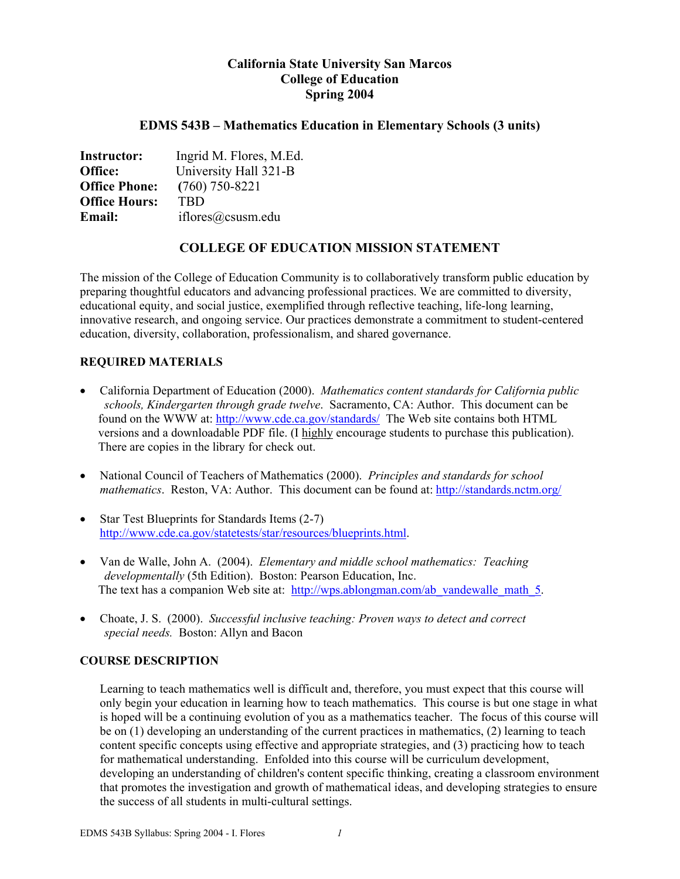# California State University San Marcos
## College of Education
## Spring 2004

### EDMS 543B – Mathematics Education in Elementary Schools (3 units)

**Instructor:** Ingrid M. Flores, M.Ed.
**Office:** University Hall 321-B
**Office Phone:** (760) 750-8221
**Office Hours:** TBD
**Email:** iflores@csusm.edu

## COLLEGE OF EDUCATION MISSION STATEMENT

The mission of the College of Education Community is to collaboratively transform public education by preparing thoughtful educators and advancing professional practices. We are committed to diversity, educational equity, and social justice, exemplified through reflective teaching, life-long learning, innovative research, and ongoing service. Our practices demonstrate a commitment to student-centered education, diversity, collaboration, professionalism, and shared governance.

## REQUIRED MATERIALS

- California Department of Education (2000). *Mathematics content standards for California public schools, Kindergarten through grade twelve*. Sacramento, CA: Author. This document can be found on the WWW at: http://www.cde.ca.gov/standards/ The Web site contains both HTML versions and a downloadable PDF file. (I highly encourage students to purchase this publication). There are copies in the library for check out.

- National Council of Teachers of Mathematics (2000). *Principles and standards for school mathematics*. Reston, VA: Author. This document can be found at: http://standards.nctm.org/

- Star Test Blueprints for Standards Items (2-7) http://www.cde.ca.gov/statetests/star/resources/blueprints.html.

- Van de Walle, John A. (2004). *Elementary and middle school mathematics: Teaching developmentally* (5th Edition). Boston: Pearson Education, Inc. The text has a companion Web site at: http://wps.ablongman.com/ab_vandewalle_math_5.

- Choate, J. S. (2000). *Successful inclusive teaching: Proven ways to detect and correct special needs.* Boston: Allyn and Bacon

## COURSE DESCRIPTION

Learning to teach mathematics well is difficult and, therefore, you must expect that this course will only begin your education in learning how to teach mathematics. This course is but one stage in what is hoped will be a continuing evolution of you as a mathematics teacher. The focus of this course will be on (1) developing an understanding of the current practices in mathematics, (2) learning to teach content specific concepts using effective and appropriate strategies, and (3) practicing how to teach for mathematical understanding. Enfolded into this course will be curriculum development, developing an understanding of children's content specific thinking, creating a classroom environment that promotes the investigation and growth of mathematical ideas, and developing strategies to ensure the success of all students in multi-cultural settings.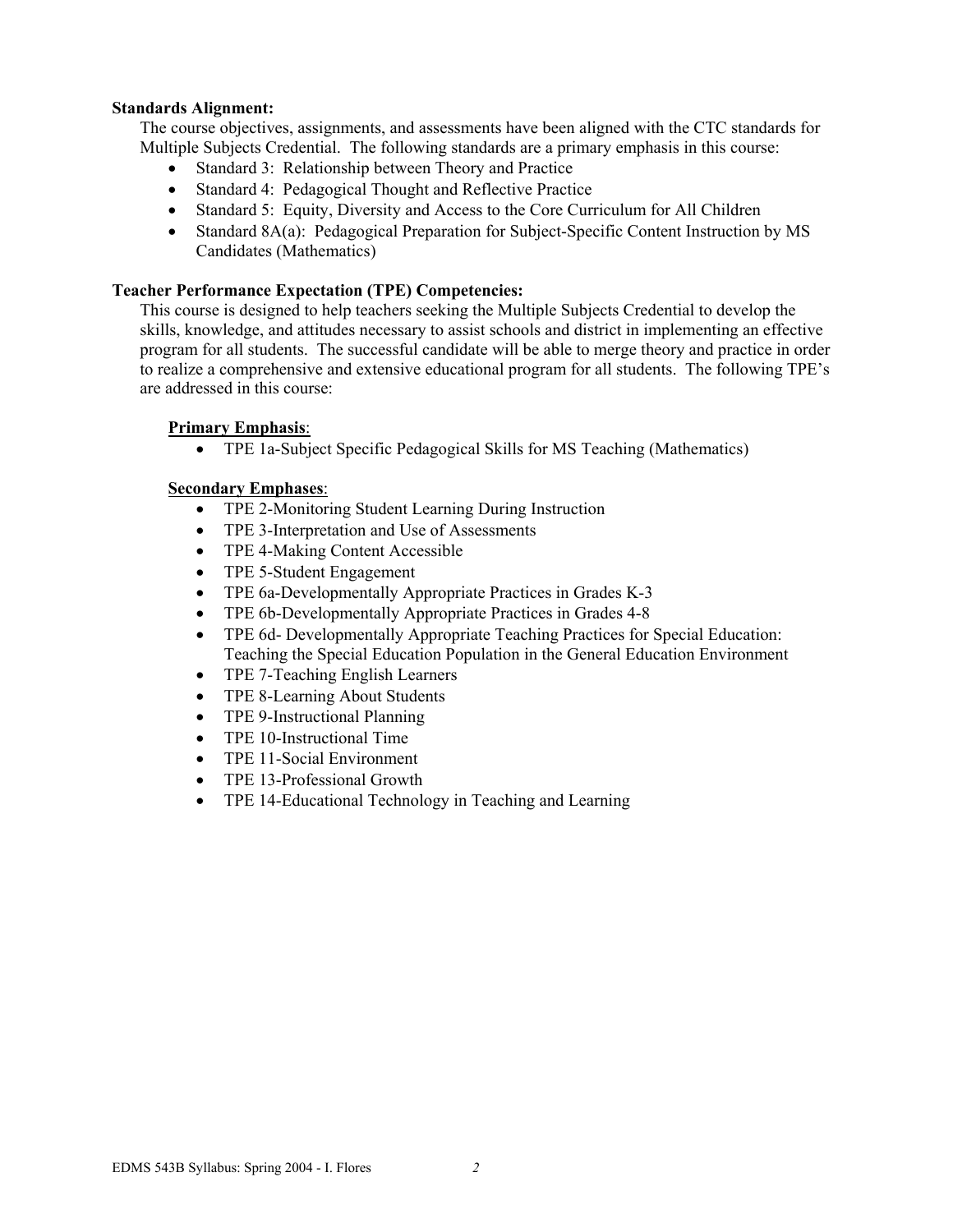**Standards Alignment:**

The course objectives, assignments, and assessments have been aligned with the CTC standards for Multiple Subjects Credential. The following standards are a primary emphasis in this course:

- Standard 3: Relationship between Theory and Practice
- Standard 4: Pedagogical Thought and Reflective Practice
- Standard 5: Equity, Diversity and Access to the Core Curriculum for All Children
- Standard 8A(a): Pedagogical Preparation for Subject-Specific Content Instruction by MS Candidates (Mathematics)

**Teacher Performance Expectation (TPE) Competencies:**

This course is designed to help teachers seeking the Multiple Subjects Credential to develop the skills, knowledge, and attitudes necessary to assist schools and district in implementing an effective program for all students. The successful candidate will be able to merge theory and practice in order to realize a comprehensive and extensive educational program for all students. The following TPE's are addressed in this course:

**Primary Emphasis**:

- TPE 1a-Subject Specific Pedagogical Skills for MS Teaching (Mathematics)

**Secondary Emphases**:

- TPE 2-Monitoring Student Learning During Instruction
- TPE 3-Interpretation and Use of Assessments
- TPE 4-Making Content Accessible
- TPE 5-Student Engagement
- TPE 6a-Developmentally Appropriate Practices in Grades K-3
- TPE 6b-Developmentally Appropriate Practices in Grades 4-8
- TPE 6d- Developmentally Appropriate Teaching Practices for Special Education: Teaching the Special Education Population in the General Education Environment
- TPE 7-Teaching English Learners
- TPE 8-Learning About Students
- TPE 9-Instructional Planning
- TPE 10-Instructional Time
- TPE 11-Social Environment
- TPE 13-Professional Growth
- TPE 14-Educational Technology in Teaching and Learning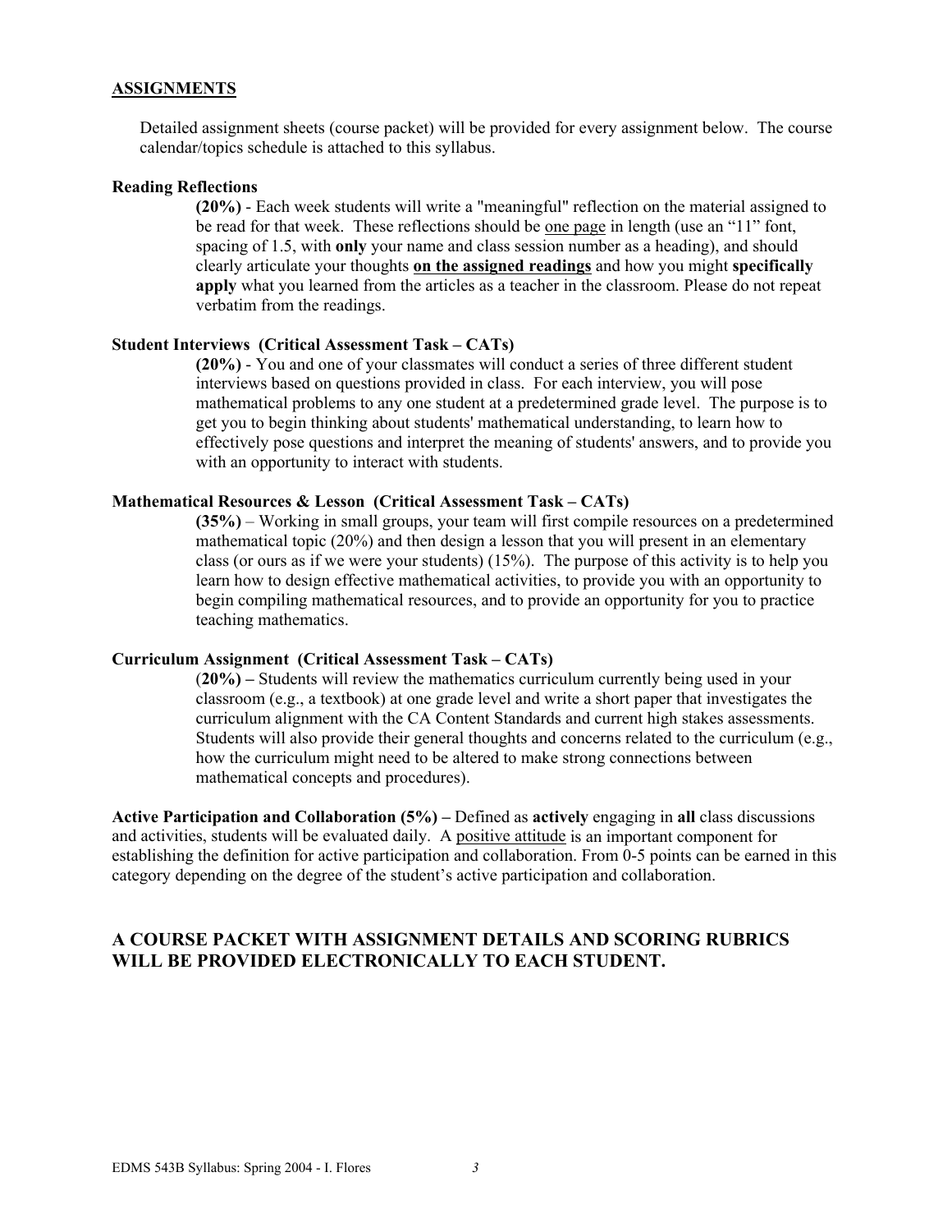## ASSIGNMENTS

Detailed assignment sheets (course packet) will be provided for every assignment below. The course calendar/topics schedule is attached to this syllabus.

### Reading Reflections

**(20%)** - Each week students will write a "meaningful" reflection on the material assigned to be read for that week. These reflections should be one page in length (use an "11" font, spacing of 1.5, with **only** your name and class session number as a heading), and should clearly articulate your thoughts **on the assigned readings** and how you might **specifically apply** what you learned from the articles as a teacher in the classroom. Please do not repeat verbatim from the readings.

### Student Interviews (Critical Assessment Task – CATs)

**(20%)** - You and one of your classmates will conduct a series of three different student interviews based on questions provided in class. For each interview, you will pose mathematical problems to any one student at a predetermined grade level. The purpose is to get you to begin thinking about students' mathematical understanding, to learn how to effectively pose questions and interpret the meaning of students' answers, and to provide you with an opportunity to interact with students.

### Mathematical Resources & Lesson (Critical Assessment Task – CATs)

**(35%)** – Working in small groups, your team will first compile resources on a predetermined mathematical topic (20%) and then design a lesson that you will present in an elementary class (or ours as if we were your students) (15%). The purpose of this activity is to help you learn how to design effective mathematical activities, to provide you with an opportunity to begin compiling mathematical resources, and to provide an opportunity for you to practice teaching mathematics.

### Curriculum Assignment (Critical Assessment Task – CATs)

(**20%) –** Students will review the mathematics curriculum currently being used in your classroom (e.g., a textbook) at one grade level and write a short paper that investigates the curriculum alignment with the CA Content Standards and current high stakes assessments. Students will also provide their general thoughts and concerns related to the curriculum (e.g., how the curriculum might need to be altered to make strong connections between mathematical concepts and procedures).

**Active Participation and Collaboration (5%) –** Defined as **actively** engaging in **all** class discussions and activities, students will be evaluated daily. A positive attitude is an important component for establishing the definition for active participation and collaboration. From 0-5 points can be earned in this category depending on the degree of the student's active participation and collaboration.

## A COURSE PACKET WITH ASSIGNMENT DETAILS AND SCORING RUBRICS WILL BE PROVIDED ELECTRONICALLY TO EACH STUDENT.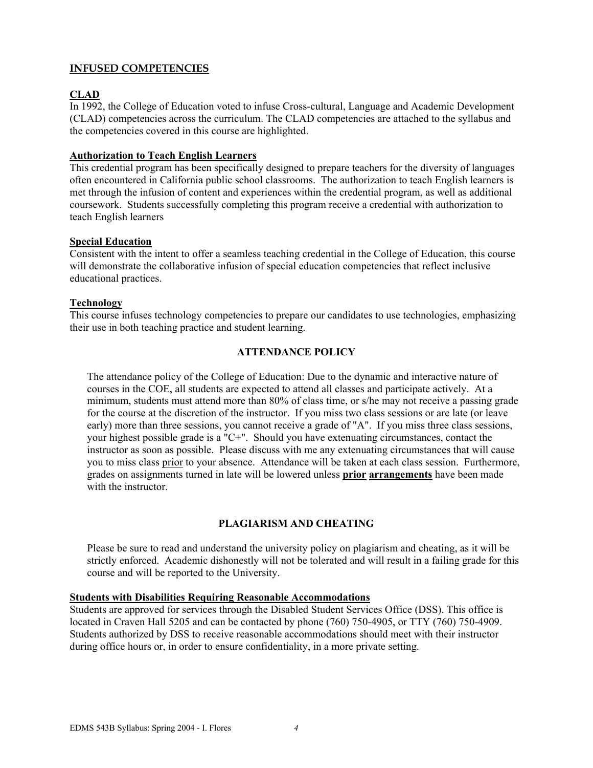## INFUSED COMPETENCIES

### CLAD

In 1992, the College of Education voted to infuse Cross-cultural, Language and Academic Development (CLAD) competencies across the curriculum. The CLAD competencies are attached to the syllabus and the competencies covered in this course are highlighted.

### Authorization to Teach English Learners

This credential program has been specifically designed to prepare teachers for the diversity of languages often encountered in California public school classrooms. The authorization to teach English learners is met through the infusion of content and experiences within the credential program, as well as additional coursework. Students successfully completing this program receive a credential with authorization to teach English learners

### Special Education

Consistent with the intent to offer a seamless teaching credential in the College of Education, this course will demonstrate the collaborative infusion of special education competencies that reflect inclusive educational practices.

### Technology

This course infuses technology competencies to prepare our candidates to use technologies, emphasizing their use in both teaching practice and student learning.

## ATTENDANCE POLICY

The attendance policy of the College of Education: Due to the dynamic and interactive nature of courses in the COE, all students are expected to attend all classes and participate actively. At a minimum, students must attend more than 80% of class time, or s/he may not receive a passing grade for the course at the discretion of the instructor. If you miss two class sessions or are late (or leave early) more than three sessions, you cannot receive a grade of "A". If you miss three class sessions, your highest possible grade is a "C+". Should you have extenuating circumstances, contact the instructor as soon as possible. Please discuss with me any extenuating circumstances that will cause you to miss class prior to your absence. Attendance will be taken at each class session. Furthermore, grades on assignments turned in late will be lowered unless **prior arrangements** have been made with the instructor.

## PLAGIARISM AND CHEATING

Please be sure to read and understand the university policy on plagiarism and cheating, as it will be strictly enforced. Academic dishonestly will not be tolerated and will result in a failing grade for this course and will be reported to the University.

### Students with Disabilities Requiring Reasonable Accommodations

Students are approved for services through the Disabled Student Services Office (DSS). This office is located in Craven Hall 5205 and can be contacted by phone (760) 750-4905, or TTY (760) 750-4909. Students authorized by DSS to receive reasonable accommodations should meet with their instructor during office hours or, in order to ensure confidentiality, in a more private setting.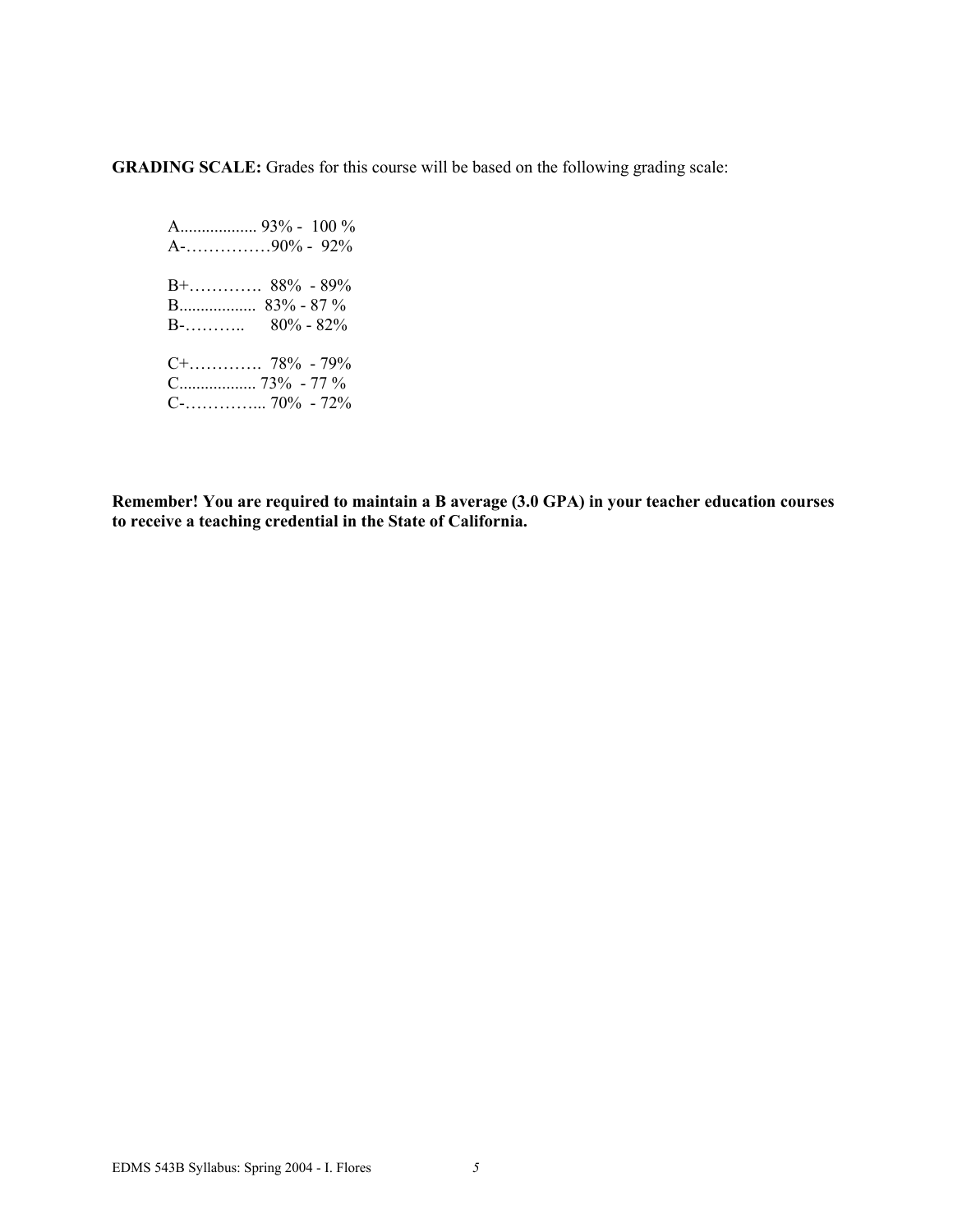**GRADING SCALE:** Grades for this course will be based on the following grading scale:

A.................. 93% - 100 %
A-……………90% - 92%

B+…………. 88% - 89%
B.................. 83% - 87 %
B-……….. 80% - 82%

C+…………. 78% - 79%
C.................. 73% - 77 %
C-…………... 70% - 72%

**Remember! You are required to maintain a B average (3.0 GPA) in your teacher education courses to receive a teaching credential in the State of California.**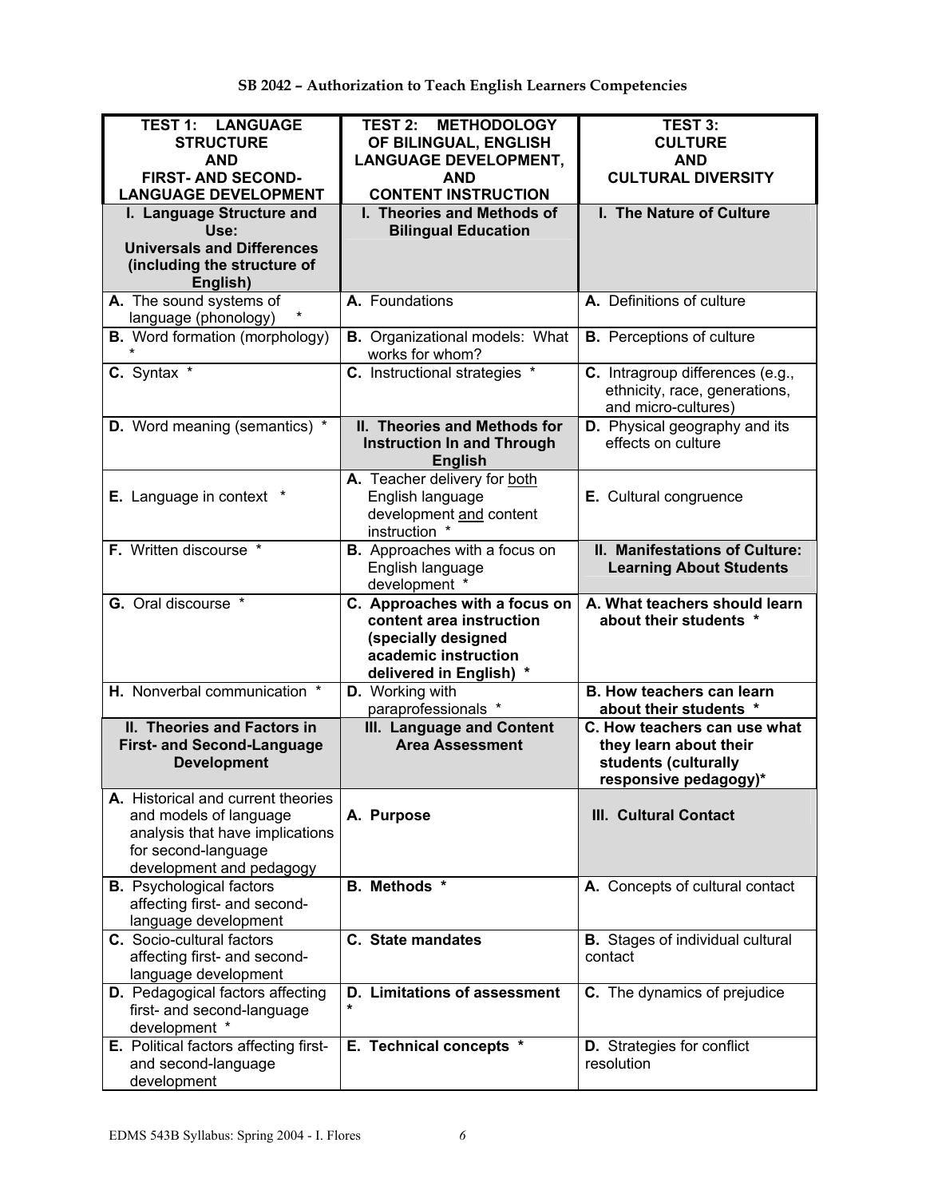**SB 2042 – Authorization to Teach English Learners Competencies**

| TEST 1: LANGUAGE STRUCTURE AND FIRST- AND SECOND-LANGUAGE DEVELOPMENT | TEST 2: METHODOLOGY OF BILINGUAL, ENGLISH LANGUAGE DEVELOPMENT, AND CONTENT INSTRUCTION | TEST 3: CULTURE AND CULTURAL DIVERSITY |
|---|---|---|
| **I. Language Structure and Use: Universals and Differences (including the structure of English)** | **I. Theories and Methods of Bilingual Education** | **I. The Nature of Culture** |
| **A.** The sound systems of language (phonology) * | **A.** Foundations | **A.** Definitions of culture |
| **B.** Word formation (morphology) * | **B.** Organizational models: What works for whom? | **B.** Perceptions of culture |
| **C.** Syntax * | **C.** Instructional strategies * | **C.** Intragroup differences (e.g., ethnicity, race, generations, and micro-cultures) |
| **D.** Word meaning (semantics) * | **II. Theories and Methods for Instruction In and Through English** | **D.** Physical geography and its effects on culture |
| **E.** Language in context * | **A.** Teacher delivery for both English language development and content instruction * | **E.** Cultural congruence |
| **F.** Written discourse * | **B.** Approaches with a focus on English language development * | **II. Manifestations of Culture: Learning About Students** |
| **G.** Oral discourse * | **C. Approaches with a focus on content area instruction (specially designed academic instruction delivered in English) *** | **A. What teachers should learn about their students *** |
| **H.** Nonverbal communication * | **D.** Working with paraprofessionals * | **B. How teachers can learn about their students *** |
| **II. Theories and Factors in First- and Second-Language Development** | **III. Language and Content Area Assessment** | **C. How teachers can use what they learn about their students (culturally responsive pedagogy)*** |
| **A.** Historical and current theories and models of language analysis that have implications for second-language development and pedagogy | **A. Purpose** | **III. Cultural Contact** |
| **B.** Psychological factors affecting first- and second-language development | **B. Methods *** | **A.** Concepts of cultural contact |
| **C.** Socio-cultural factors affecting first- and second-language development | **C. State mandates** | **B.** Stages of individual cultural contact |
| **D.** Pedagogical factors affecting first- and second-language development * | **D. Limitations of assessment *** | **C.** The dynamics of prejudice |
| **E.** Political factors affecting first- and second-language development | **E. Technical concepts *** | **D.** Strategies for conflict resolution |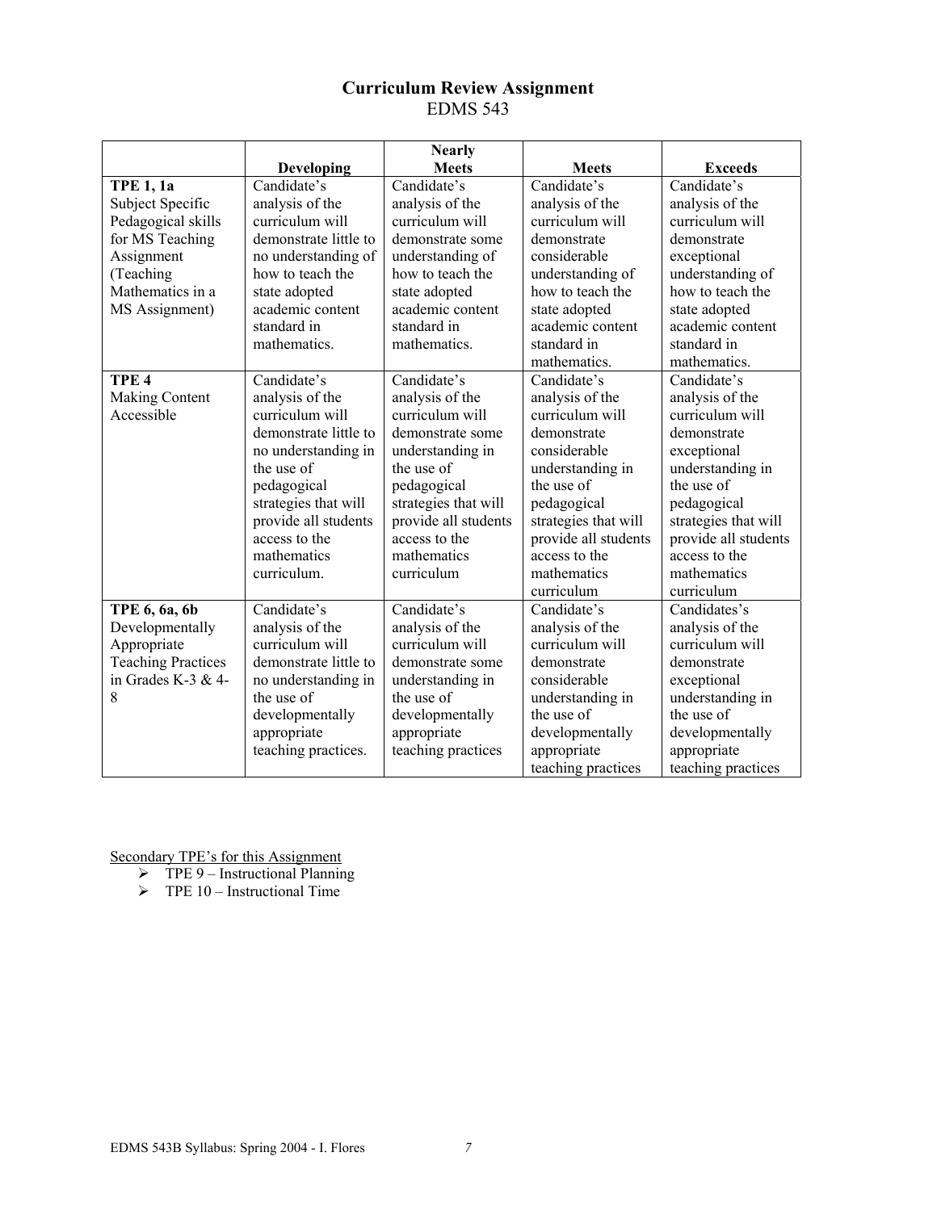# Curriculum Review Assignment
EDMS 543

| | Developing | Nearly Meets | Meets | Exceeds |
|---|---|---|---|---|
| **TPE 1, 1a** Subject Specific Pedagogical skills for MS Teaching Assignment (Teaching Mathematics in a MS Assignment) | Candidate's analysis of the curriculum will demonstrate little to no understanding of how to teach the state adopted academic content standard in mathematics. | Candidate's analysis of the curriculum will demonstrate some understanding of how to teach the state adopted academic content standard in mathematics. | Candidate's analysis of the curriculum will demonstrate considerable understanding of how to teach the state adopted academic content standard in mathematics. | Candidate's analysis of the curriculum will demonstrate exceptional understanding of how to teach the state adopted academic content standard in mathematics. |
| **TPE 4** Making Content Accessible | Candidate's analysis of the curriculum will demonstrate little to no understanding in the use of pedagogical strategies that will provide all students access to the mathematics curriculum. | Candidate's analysis of the curriculum will demonstrate some understanding in the use of pedagogical strategies that will provide all students access to the mathematics curriculum | Candidate's analysis of the curriculum will demonstrate considerable understanding in the use of pedagogical strategies that will provide all students access to the mathematics curriculum | Candidate's analysis of the curriculum will demonstrate exceptional understanding in the use of pedagogical strategies that will provide all students access to the mathematics curriculum |
| **TPE 6, 6a, 6b** Developmentally Appropriate Teaching Practices in Grades K-3 & 4-8 | Candidate's analysis of the curriculum will demonstrate little to no understanding in the use of developmentally appropriate teaching practices. | Candidate's analysis of the curriculum will demonstrate some understanding in the use of developmentally appropriate teaching practices | Candidate's analysis of the curriculum will demonstrate considerable understanding in the use of developmentally appropriate teaching practices | Candidates's analysis of the curriculum will demonstrate exceptional understanding in the use of developmentally appropriate teaching practices |

Secondary TPE's for this Assignment

- TPE 9 – Instructional Planning
- TPE 10 – Instructional Time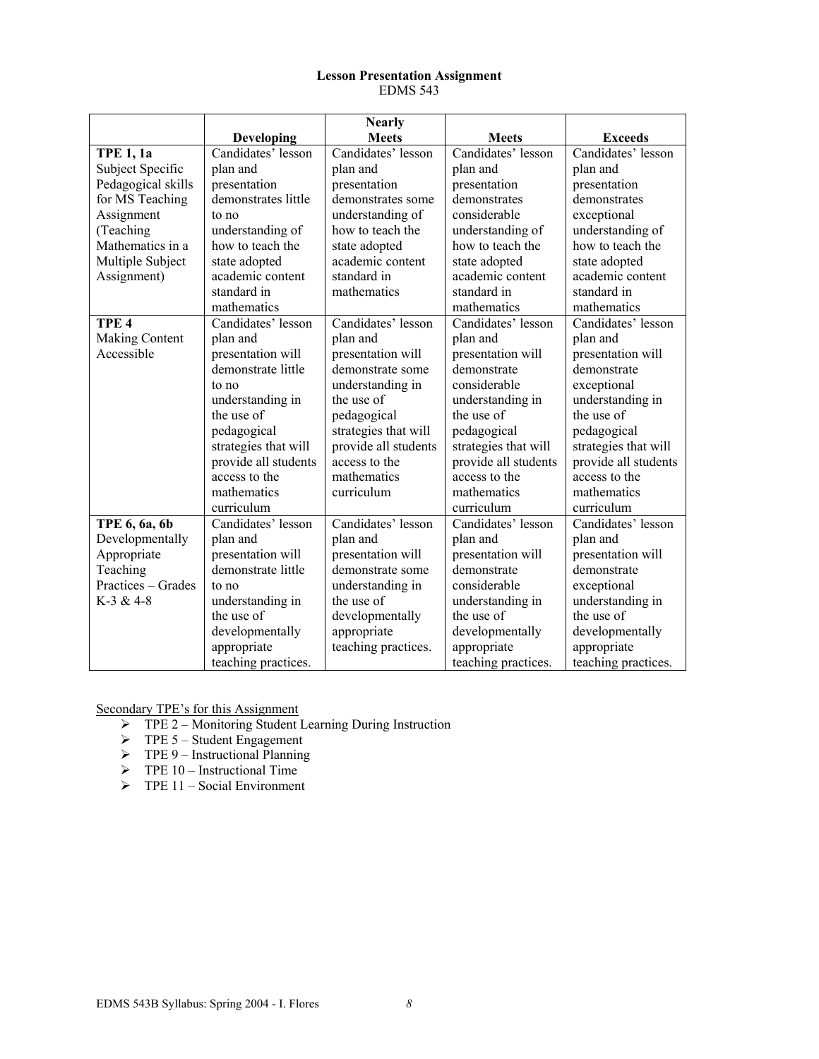**Lesson Presentation Assignment**
EDMS 543

| | Developing | Nearly Meets | Meets | Exceeds |
|---|---|---|---|---|
| **TPE 1, 1a** Subject Specific Pedagogical skills for MS Teaching Assignment (Teaching Mathematics in a Multiple Subject Assignment) | Candidates' lesson plan and presentation demonstrates little to no understanding of how to teach the state adopted academic content standard in mathematics | Candidates' lesson plan and presentation demonstrates some understanding of how to teach the state adopted academic content standard in mathematics | Candidates' lesson plan and presentation demonstrates considerable understanding of how to teach the state adopted academic content standard in mathematics | Candidates' lesson plan and presentation demonstrates exceptional understanding of how to teach the state adopted academic content standard in mathematics |
| **TPE 4** Making Content Accessible | Candidates' lesson plan and presentation will demonstrate little to no understanding in the use of pedagogical strategies that will provide all students access to the mathematics curriculum | Candidates' lesson plan and presentation will demonstrate some understanding in the use of pedagogical strategies that will provide all students access to the mathematics curriculum | Candidates' lesson plan and presentation will demonstrate considerable understanding in the use of pedagogical strategies that will provide all students access to the mathematics curriculum | Candidates' lesson plan and presentation will demonstrate exceptional understanding in the use of pedagogical strategies that will provide all students access to the mathematics curriculum |
| **TPE 6, 6a, 6b** Developmentally Appropriate Teaching Practices – Grades K-3 & 4-8 | Candidates' lesson plan and presentation will demonstrate little to no understanding in the use of developmentally appropriate teaching practices. | Candidates' lesson plan and presentation will demonstrate some understanding in the use of developmentally appropriate teaching practices. | Candidates' lesson plan and presentation will demonstrate considerable understanding in the use of developmentally appropriate teaching practices. | Candidates' lesson plan and presentation will demonstrate exceptional understanding in the use of developmentally appropriate teaching practices. |

Secondary TPE's for this Assignment

- TPE 2 – Monitoring Student Learning During Instruction
- TPE 5 – Student Engagement
- TPE 9 – Instructional Planning
- TPE 10 – Instructional Time
- TPE 11 – Social Environment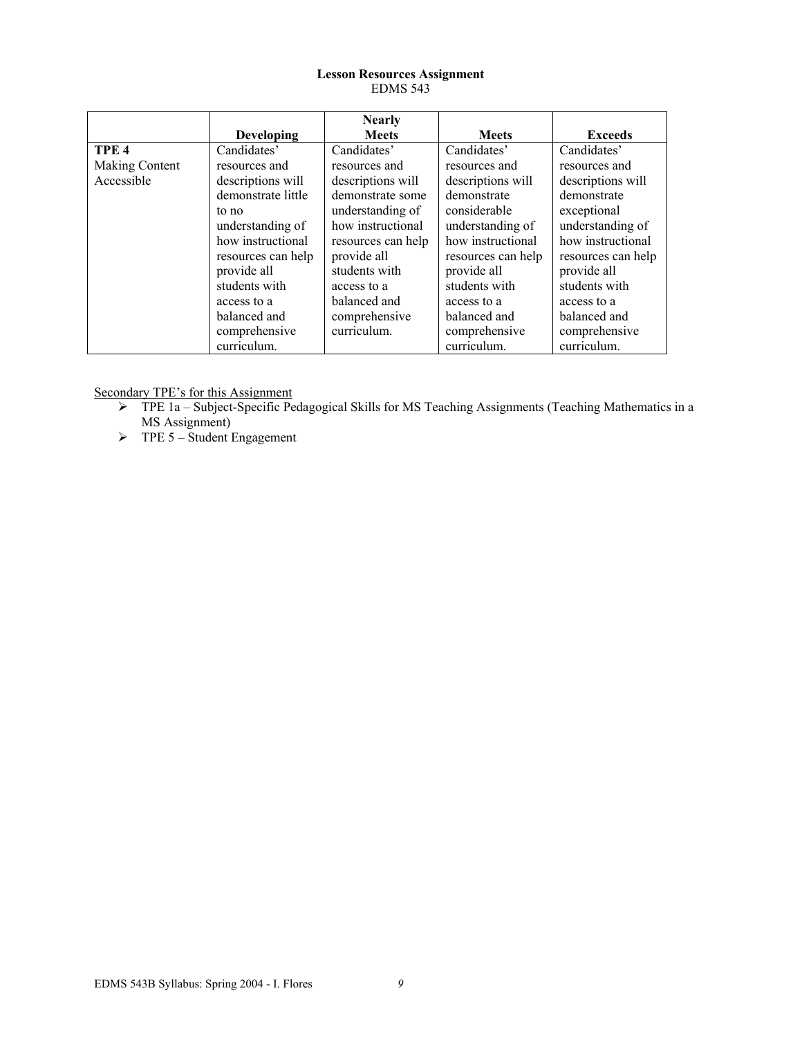**Lesson Resources Assignment**
EDMS 543

| | **Developing** | **Nearly Meets** | **Meets** | **Exceeds** |
|---|---|---|---|---|
| **TPE 4** Making Content Accessible | Candidates' resources and descriptions will demonstrate little to no understanding of how instructional resources can help provide all students with access to a balanced and comprehensive curriculum. | Candidates' resources and descriptions will demonstrate some understanding of how instructional resources can help provide all students with access to a balanced and comprehensive curriculum. | Candidates' resources and descriptions will demonstrate considerable understanding of how instructional resources can help provide all students with access to a balanced and comprehensive curriculum. | Candidates' resources and descriptions will demonstrate exceptional understanding of how instructional resources can help provide all students with access to a balanced and comprehensive curriculum. |

<u>Secondary TPE's for this Assignment</u>

- TPE 1a – Subject-Specific Pedagogical Skills for MS Teaching Assignments (Teaching Mathematics in a MS Assignment)
- TPE 5 – Student Engagement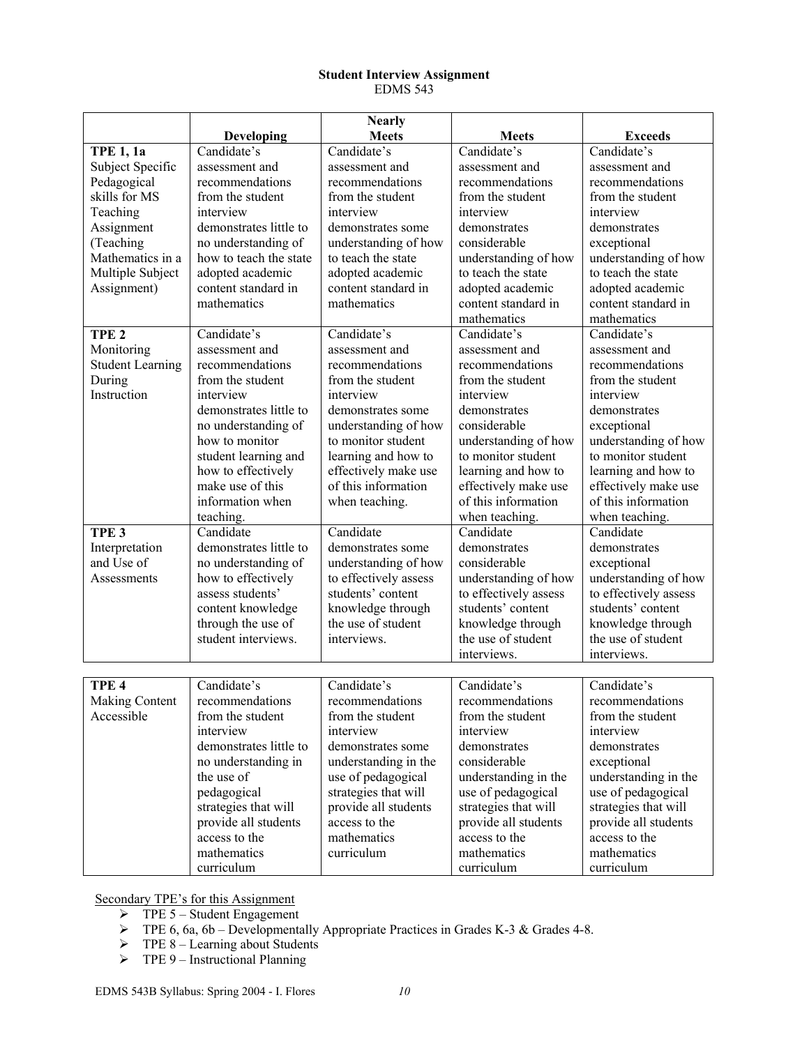**Student Interview Assignment**
EDMS 543

| | Developing | Nearly Meets | Meets | Exceeds |
|---|---|---|---|---|
| **TPE 1, 1a** Subject Specific Pedagogical skills for MS Teaching Assignment (Teaching Mathematics in a Multiple Subject Assignment) | Candidate's assessment and recommendations from the student interview demonstrates little to no understanding of how to teach the state adopted academic content standard in mathematics | Candidate's assessment and recommendations from the student interview demonstrates some understanding of how to teach the state adopted academic content standard in mathematics | Candidate's assessment and recommendations from the student interview demonstrates considerable understanding of how to teach the state adopted academic content standard in mathematics | Candidate's assessment and recommendations from the student interview demonstrates exceptional understanding of how to teach the state adopted academic content standard in mathematics |
| **TPE 2** Monitoring Student Learning During Instruction | Candidate's assessment and recommendations from the student interview demonstrates little to no understanding of how to monitor student learning and how to effectively make use of this information when teaching. | Candidate's assessment and recommendations from the student interview demonstrates some understanding of how to monitor student learning and how to effectively make use of this information when teaching. | Candidate's assessment and recommendations from the student interview demonstrates considerable understanding of how to monitor student learning and how to effectively make use of this information when teaching. | Candidate's assessment and recommendations from the student interview demonstrates exceptional understanding of how to monitor student learning and how to effectively make use of this information when teaching. |
| **TPE 3** Interpretation and Use of Assessments | Candidate demonstrates little to no understanding of how to effectively assess students' content knowledge through the use of student interviews. | Candidate demonstrates some understanding of how to effectively assess students' content knowledge through the use of student interviews. | Candidate demonstrates considerable understanding of how to effectively assess students' content knowledge through the use of student interviews. | Candidate demonstrates exceptional understanding of how to effectively assess students' content knowledge through the use of student interviews. |
| **TPE 4** Making Content Accessible | Candidate's recommendations from the student interview demonstrates little to no understanding in the use of pedagogical strategies that will provide all students access to the mathematics curriculum | Candidate's recommendations from the student interview demonstrates some understanding in the use of pedagogical strategies that will provide all students access to the mathematics curriculum | Candidate's recommendations from the student interview demonstrates considerable understanding in the use of pedagogical strategies that will provide all students access to the mathematics curriculum | Candidate's recommendations from the student interview demonstrates exceptional understanding in the use of pedagogical strategies that will provide all students access to the mathematics curriculum |

Secondary TPE's for this Assignment

- TPE 5 – Student Engagement
- TPE 6, 6a, 6b – Developmentally Appropriate Practices in Grades K-3 & Grades 4-8.
- TPE 8 – Learning about Students
- TPE 9 – Instructional Planning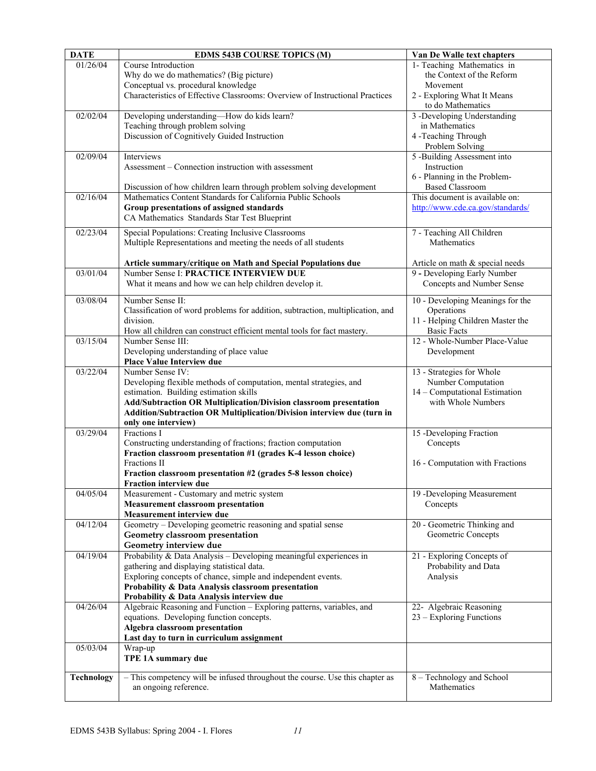| DATE | EDMS 543B COURSE TOPICS (M) | Van De Walle text chapters |
| --- | --- | --- |
| 01/26/04 | Course Introduction<br>Why do we do mathematics? (Big picture)<br>Conceptual vs. procedural knowledge<br>Characteristics of Effective Classrooms: Overview of Instructional Practices | 1- Teaching Mathematics in the Context of the Reform Movement<br>2 - Exploring What It Means to do Mathematics |
| 02/02/04 | Developing understanding—How do kids learn?<br>Teaching through problem solving<br>Discussion of Cognitively Guided Instruction | 3 -Developing Understanding in Mathematics<br>4 -Teaching Through Problem Solving |
| 02/09/04 | Interviews<br>Assessment – Connection instruction with assessment<br><br>Discussion of how children learn through problem solving development | 5 -Building Assessment into Instruction<br>6 - Planning in the Problem-Based Classroom |
| 02/16/04 | Mathematics Content Standards for California Public Schools<br>**Group presentations of assigned standards**<br>CA Mathematics Standards Star Test Blueprint | This document is available on:<br>http://www.cde.ca.gov/standards/ |
| 02/23/04 | Special Populations: Creating Inclusive Classrooms<br>Multiple Representations and meeting the needs of all students<br><br>**Article summary/critique on Math and Special Populations due** | 7 - Teaching All Children Mathematics<br><br>Article on math & special needs |
| 03/01/04 | Number Sense I: **PRACTICE INTERVIEW DUE**<br>What it means and how we can help children develop it. | 9 **-** Developing Early Number Concepts and Number Sense |
| 03/08/04 | Number Sense II:<br>Classification of word problems for addition, subtraction, multiplication, and division.<br>How all children can construct efficient mental tools for fact mastery. | 10 - Developing Meanings for the Operations<br>11 - Helping Children Master the Basic Facts |
| 03/15/04 | Number Sense III:<br>Developing understanding of place value<br>**Place Value Interview due** | 12 - Whole-Number Place-Value Development |
| 03/22/04 | Number Sense IV:<br>Developing flexible methods of computation, mental strategies, and estimation. Building estimation skills<br>**Add/Subtraction OR Multiplication/Division classroom presentation**<br>**Addition/Subtraction OR Multiplication/Division interview due (turn in only one interview)** | 13 - Strategies for Whole Number Computation<br>14 – Computational Estimation with Whole Numbers |
| 03/29/04 | Fractions I<br>Constructing understanding of fractions; fraction computation<br>**Fraction classroom presentation #1 (grades K-4 lesson choice)**<br>Fractions II<br>**Fraction classroom presentation #2 (grades 5-8 lesson choice)**<br>**Fraction interview due** | 15 -Developing Fraction Concepts<br><br>16 - Computation with Fractions |
| 04/05/04 | Measurement - Customary and metric system<br>**Measurement classroom presentation**<br>**Measurement interview due** | 19 -Developing Measurement Concepts |
| 04/12/04 | Geometry – Developing geometric reasoning and spatial sense<br>**Geometry classroom presentation**<br>**Geometry interview due** | 20 - Geometric Thinking and Geometric Concepts |
| 04/19/04 | Probability & Data Analysis – Developing meaningful experiences in gathering and displaying statistical data.<br>Exploring concepts of chance, simple and independent events.<br>**Probability & Data Analysis classroom presentation**<br>**Probability & Data Analysis interview due** | 21 - Exploring Concepts of Probability and Data Analysis |
| 04/26/04 | Algebraic Reasoning and Function – Exploring patterns, variables, and equations. Developing function concepts.<br>**Algebra classroom presentation**<br>**Last day to turn in curriculum assignment** | 22- Algebraic Reasoning<br>23 – Exploring Functions |
| 05/03/04 | Wrap-up<br>**TPE 1A summary due** | |
| **Technology** | – This competency will be infused throughout the course. Use this chapter as an ongoing reference. | 8 – Technology and School Mathematics |

EDMS 543B Syllabus: Spring 2004 - I. Flores